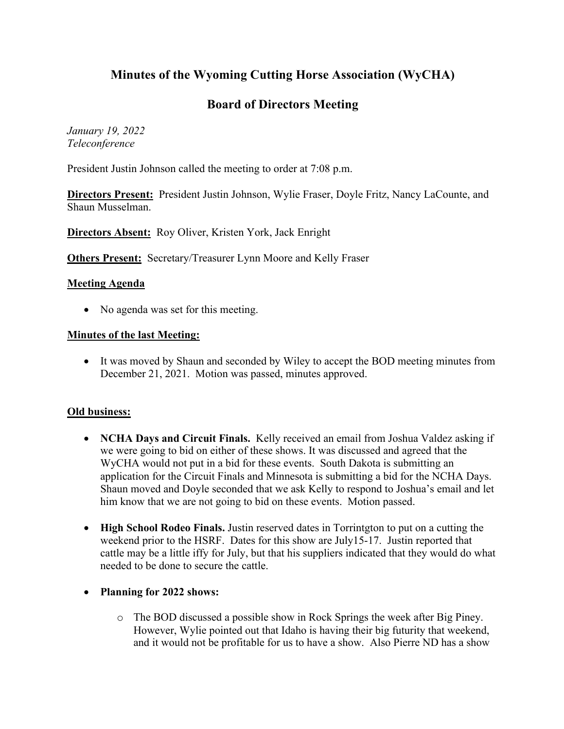# Minutes of the Wyoming Cutting Horse Association (WyCHA)

## Board of Directors Meeting

*January 19, 2022*
*Teleconference*

President Justin Johnson called the meeting to order at 7:08 p.m.

**Directors Present:** President Justin Johnson, Wylie Fraser, Doyle Fritz, Nancy LaCounte, and Shaun Musselman.

**Directors Absent:** Roy Oliver, Kristen York, Jack Enright

**Others Present:** Secretary/Treasurer Lynn Moore and Kelly Fraser

**Meeting Agenda**

- No agenda was set for this meeting.

**Minutes of the last Meeting:**

- It was moved by Shaun and seconded by Wiley to accept the BOD meeting minutes from December 21, 2021. Motion was passed, minutes approved.

**Old business:**

- **NCHA Days and Circuit Finals.** Kelly received an email from Joshua Valdez asking if we were going to bid on either of these shows. It was discussed and agreed that the WyCHA would not put in a bid for these events. South Dakota is submitting an application for the Circuit Finals and Minnesota is submitting a bid for the NCHA Days. Shaun moved and Doyle seconded that we ask Kelly to respond to Joshua's email and let him know that we are not going to bid on these events. Motion passed.

- **High School Rodeo Finals.** Justin reserved dates in Torrintgton to put on a cutting the weekend prior to the HSRF. Dates for this show are July15-17. Justin reported that cattle may be a little iffy for July, but that his suppliers indicated that they would do what needed to be done to secure the cattle.

- **Planning for 2022 shows:**
  - The BOD discussed a possible show in Rock Springs the week after Big Piney. However, Wylie pointed out that Idaho is having their big futurity that weekend, and it would not be profitable for us to have a show. Also Pierre ND has a show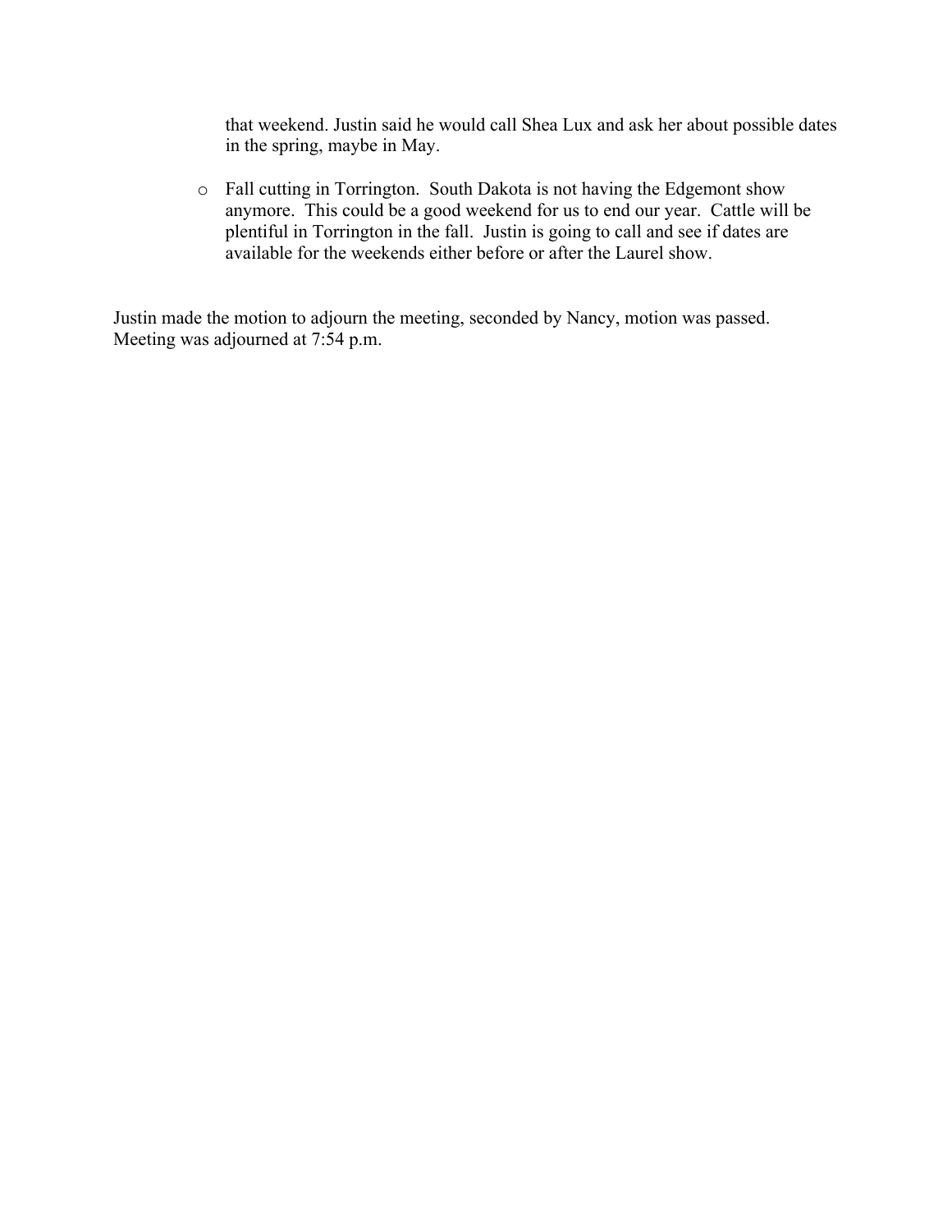that weekend. Justin said he would call Shea Lux and ask her about possible dates in the spring, maybe in May.

- Fall cutting in Torrington. South Dakota is not having the Edgemont show anymore. This could be a good weekend for us to end our year. Cattle will be plentiful in Torrington in the fall. Justin is going to call and see if dates are available for the weekends either before or after the Laurel show.

Justin made the motion to adjourn the meeting, seconded by Nancy, motion was passed. Meeting was adjourned at 7:54 p.m.